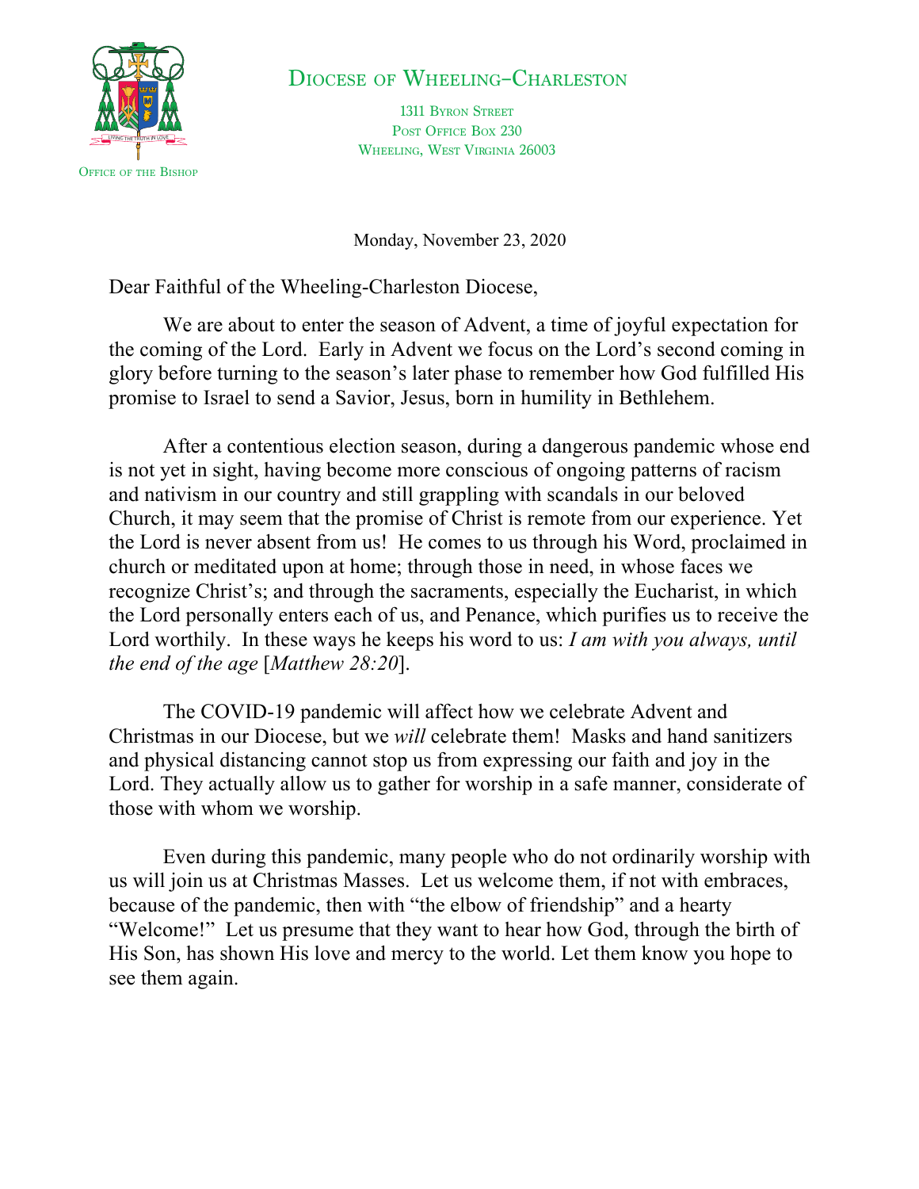Diocese of Wheeling–Charleston

1311 Byron Street
Post Office Box 230
Wheeling, West Virginia 26003

Office of the Bishop

Monday, November 23, 2020

Dear Faithful of the Wheeling-Charleston Diocese,

We are about to enter the season of Advent, a time of joyful expectation for the coming of the Lord. Early in Advent we focus on the Lord's second coming in glory before turning to the season's later phase to remember how God fulfilled His promise to Israel to send a Savior, Jesus, born in humility in Bethlehem.

After a contentious election season, during a dangerous pandemic whose end is not yet in sight, having become more conscious of ongoing patterns of racism and nativism in our country and still grappling with scandals in our beloved Church, it may seem that the promise of Christ is remote from our experience. Yet the Lord is never absent from us! He comes to us through his Word, proclaimed in church or meditated upon at home; through those in need, in whose faces we recognize Christ's; and through the sacraments, especially the Eucharist, in which the Lord personally enters each of us, and Penance, which purifies us to receive the Lord worthily. In these ways he keeps his word to us: *I am with you always, until the end of the age* [*Matthew 28:20*].

The COVID-19 pandemic will affect how we celebrate Advent and Christmas in our Diocese, but we *will* celebrate them! Masks and hand sanitizers and physical distancing cannot stop us from expressing our faith and joy in the Lord. They actually allow us to gather for worship in a safe manner, considerate of those with whom we worship.

Even during this pandemic, many people who do not ordinarily worship with us will join us at Christmas Masses. Let us welcome them, if not with embraces, because of the pandemic, then with "the elbow of friendship" and a hearty "Welcome!" Let us presume that they want to hear how God, through the birth of His Son, has shown His love and mercy to the world. Let them know you hope to see them again.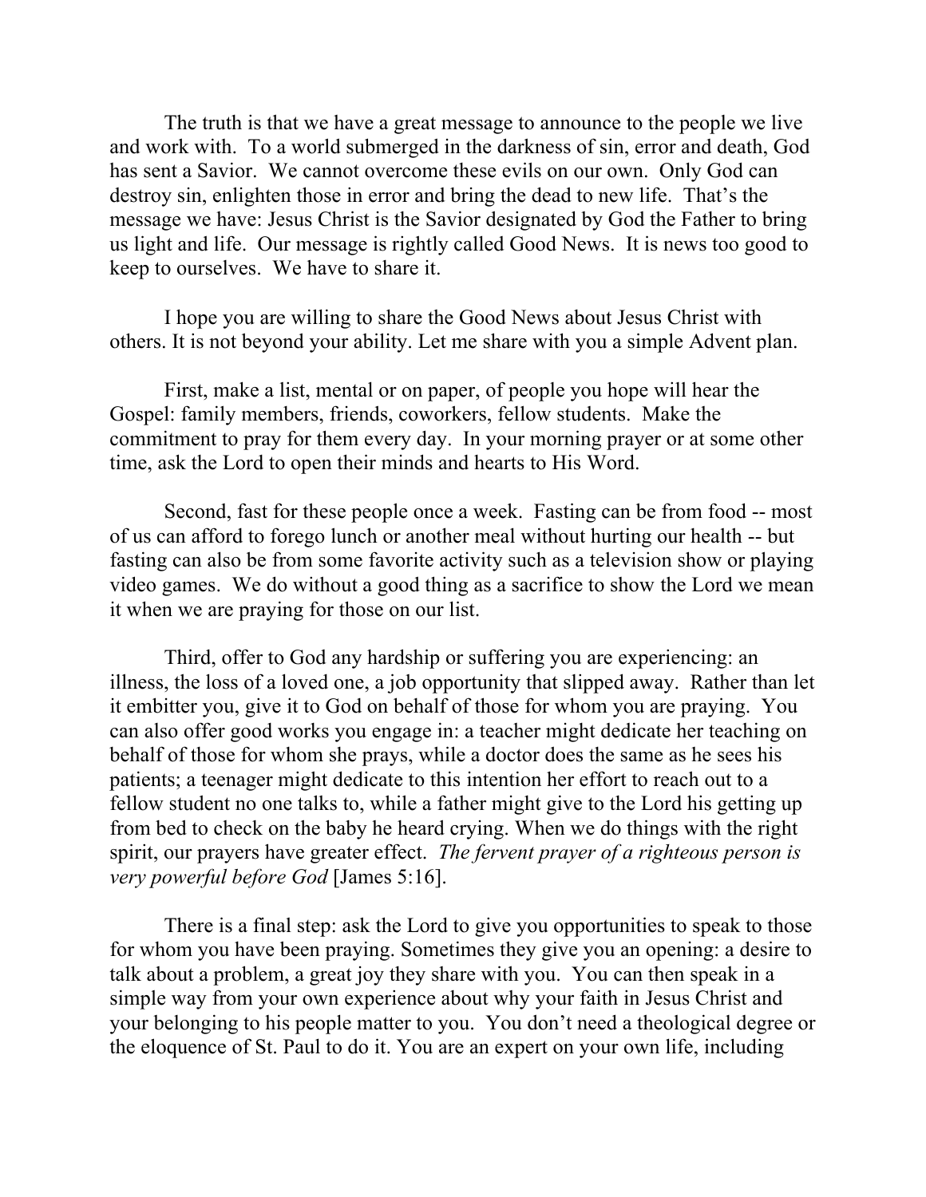The truth is that we have a great message to announce to the people we live and work with. To a world submerged in the darkness of sin, error and death, God has sent a Savior. We cannot overcome these evils on our own. Only God can destroy sin, enlighten those in error and bring the dead to new life. That's the message we have: Jesus Christ is the Savior designated by God the Father to bring us light and life. Our message is rightly called Good News. It is news too good to keep to ourselves. We have to share it.

I hope you are willing to share the Good News about Jesus Christ with others. It is not beyond your ability. Let me share with you a simple Advent plan.

First, make a list, mental or on paper, of people you hope will hear the Gospel: family members, friends, coworkers, fellow students. Make the commitment to pray for them every day. In your morning prayer or at some other time, ask the Lord to open their minds and hearts to His Word.

Second, fast for these people once a week. Fasting can be from food -- most of us can afford to forego lunch or another meal without hurting our health -- but fasting can also be from some favorite activity such as a television show or playing video games. We do without a good thing as a sacrifice to show the Lord we mean it when we are praying for those on our list.

Third, offer to God any hardship or suffering you are experiencing: an illness, the loss of a loved one, a job opportunity that slipped away. Rather than let it embitter you, give it to God on behalf of those for whom you are praying. You can also offer good works you engage in: a teacher might dedicate her teaching on behalf of those for whom she prays, while a doctor does the same as he sees his patients; a teenager might dedicate to this intention her effort to reach out to a fellow student no one talks to, while a father might give to the Lord his getting up from bed to check on the baby he heard crying. When we do things with the right spirit, our prayers have greater effect. *The fervent prayer of a righteous person is very powerful before God* [James 5:16].

There is a final step: ask the Lord to give you opportunities to speak to those for whom you have been praying. Sometimes they give you an opening: a desire to talk about a problem, a great joy they share with you. You can then speak in a simple way from your own experience about why your faith in Jesus Christ and your belonging to his people matter to you. You don't need a theological degree or the eloquence of St. Paul to do it. You are an expert on your own life, including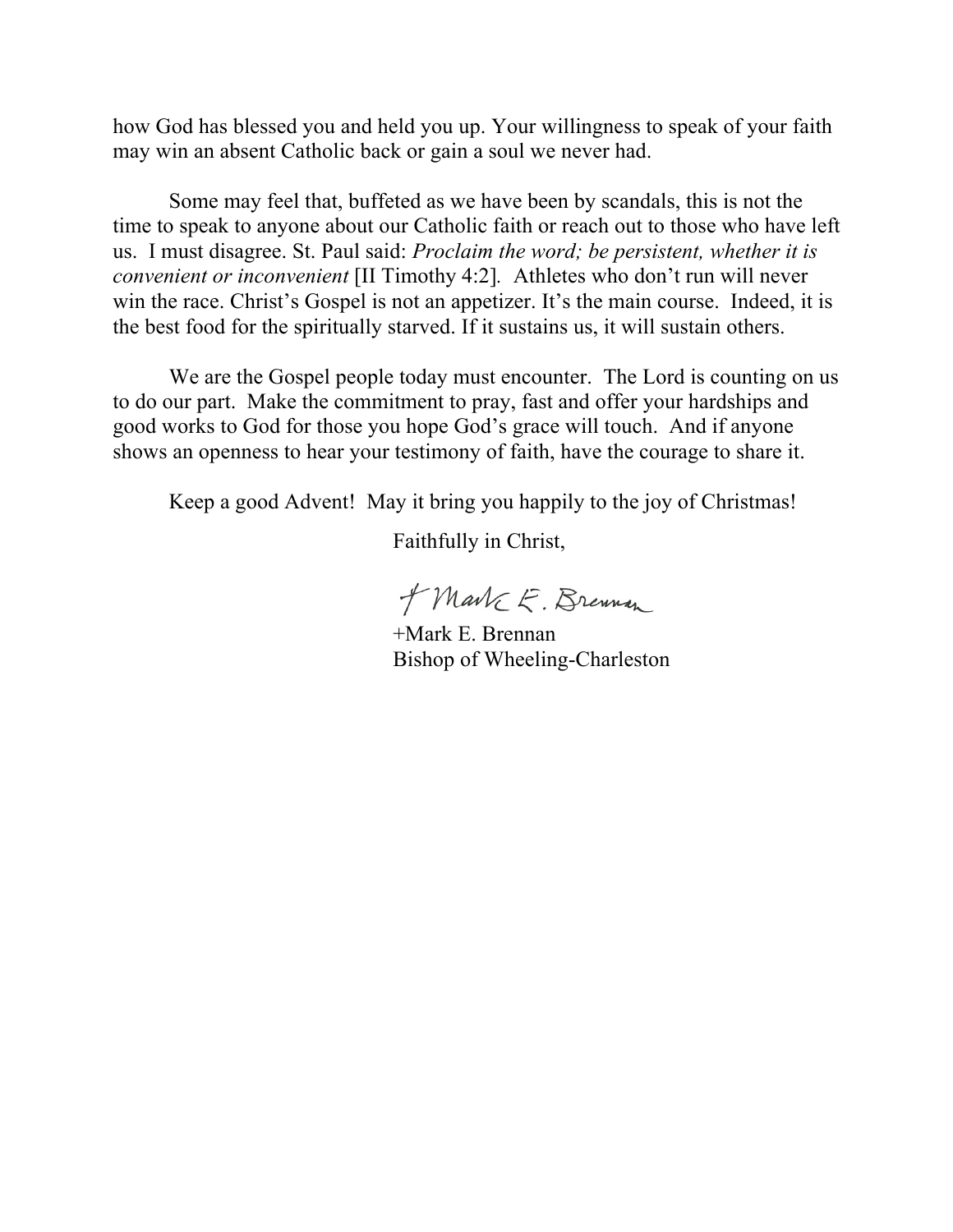how God has blessed you and held you up. Your willingness to speak of your faith may win an absent Catholic back or gain a soul we never had.

Some may feel that, buffeted as we have been by scandals, this is not the time to speak to anyone about our Catholic faith or reach out to those who have left us. I must disagree. St. Paul said: *Proclaim the word; be persistent, whether it is convenient or inconvenient* [II Timothy 4:2]. Athletes who don't run will never win the race. Christ's Gospel is not an appetizer. It's the main course. Indeed, it is the best food for the spiritually starved. If it sustains us, it will sustain others.

We are the Gospel people today must encounter. The Lord is counting on us to do our part. Make the commitment to pray, fast and offer your hardships and good works to God for those you hope God's grace will touch. And if anyone shows an openness to hear your testimony of faith, have the courage to share it.

Keep a good Advent! May it bring you happily to the joy of Christmas!

Faithfully in Christ,

+Mark E. Brennan

+Mark E. Brennan
Bishop of Wheeling-Charleston